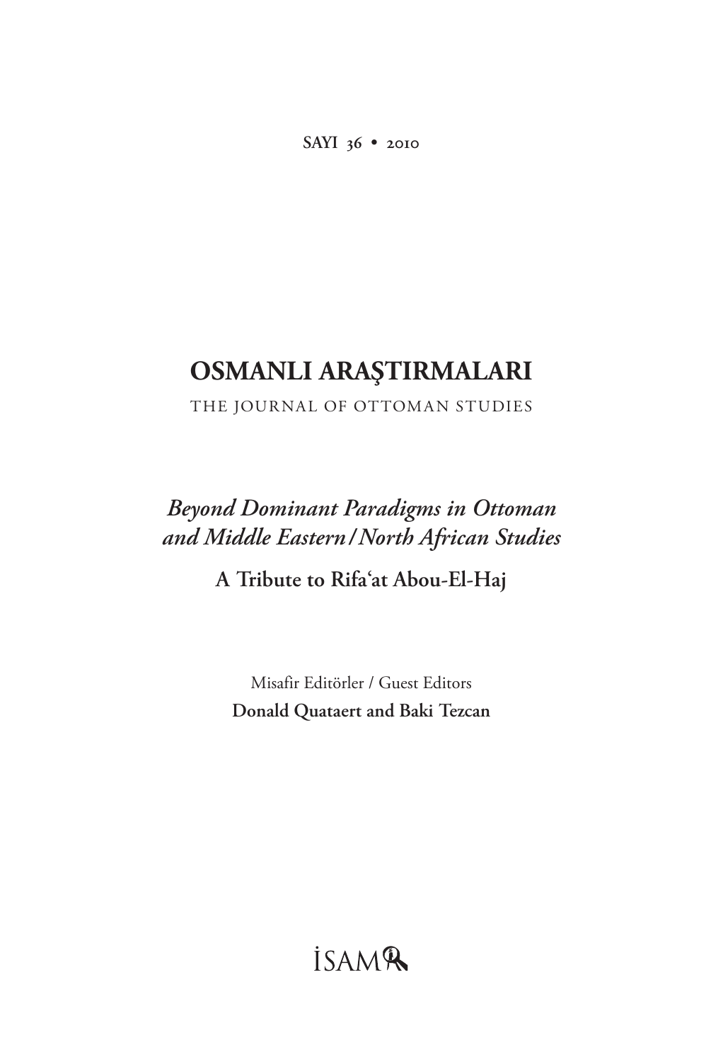SAYI 36 • 2010

# OSMANLI ARAŞTIRMALARI

THE JOURNAL OF OTTOMAN STUDIES

## *Beyond Dominant Paradigms in Ottoman and Middle Eastern/North African Studies*

**A Tribute to Rifaʿat Abou-El-Haj**

Misafir Editörler / Guest Editors

**Donald Quataert and Baki Tezcan**

İSAM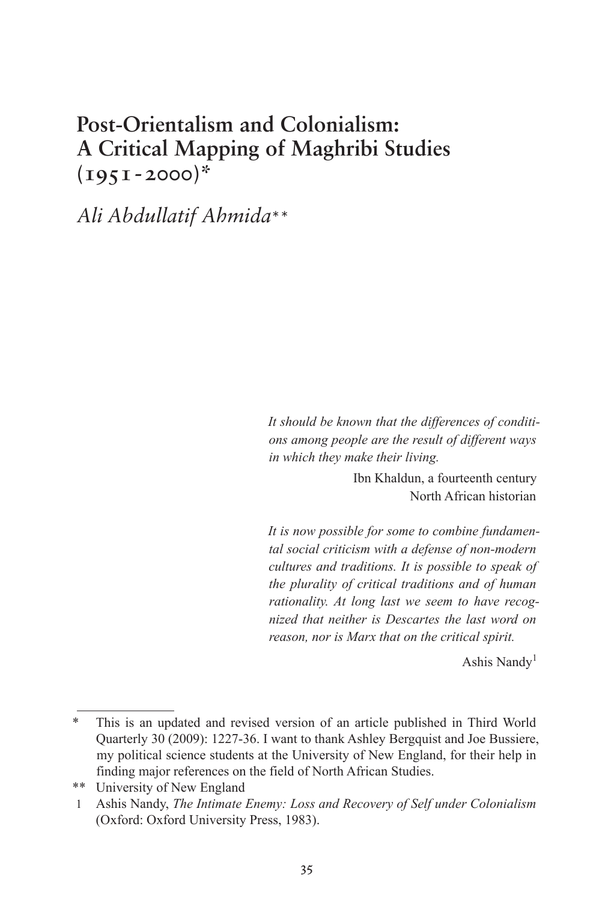# Post-Orientalism and Colonialism: A Critical Mapping of Maghribi Studies (1951-2000)*

*Ali Abdullatif Ahmida***

> *It should be known that the differences of conditions among people are the result of different ways in which they make their living.*
>
> Ibn Khaldun, a fourteenth century North African historian

> *It is now possible for some to combine fundamental social criticism with a defense of non-modern cultures and traditions. It is possible to speak of the plurality of critical traditions and of human rationality. At long last we seem to have recognized that neither is Descartes the last word on reason, nor is Marx that on the critical spirit.*
>
> Ashis Nandy[1]

---

\* This is an updated and revised version of an article published in Third World Quarterly 30 (2009): 1227-36. I want to thank Ashley Bergquist and Joe Bussiere, my political science students at the University of New England, for their help in finding major references on the field of North African Studies.

\*\* University of New England

1 Ashis Nandy, *The Intimate Enemy: Loss and Recovery of Self under Colonialism* (Oxford: Oxford University Press, 1983).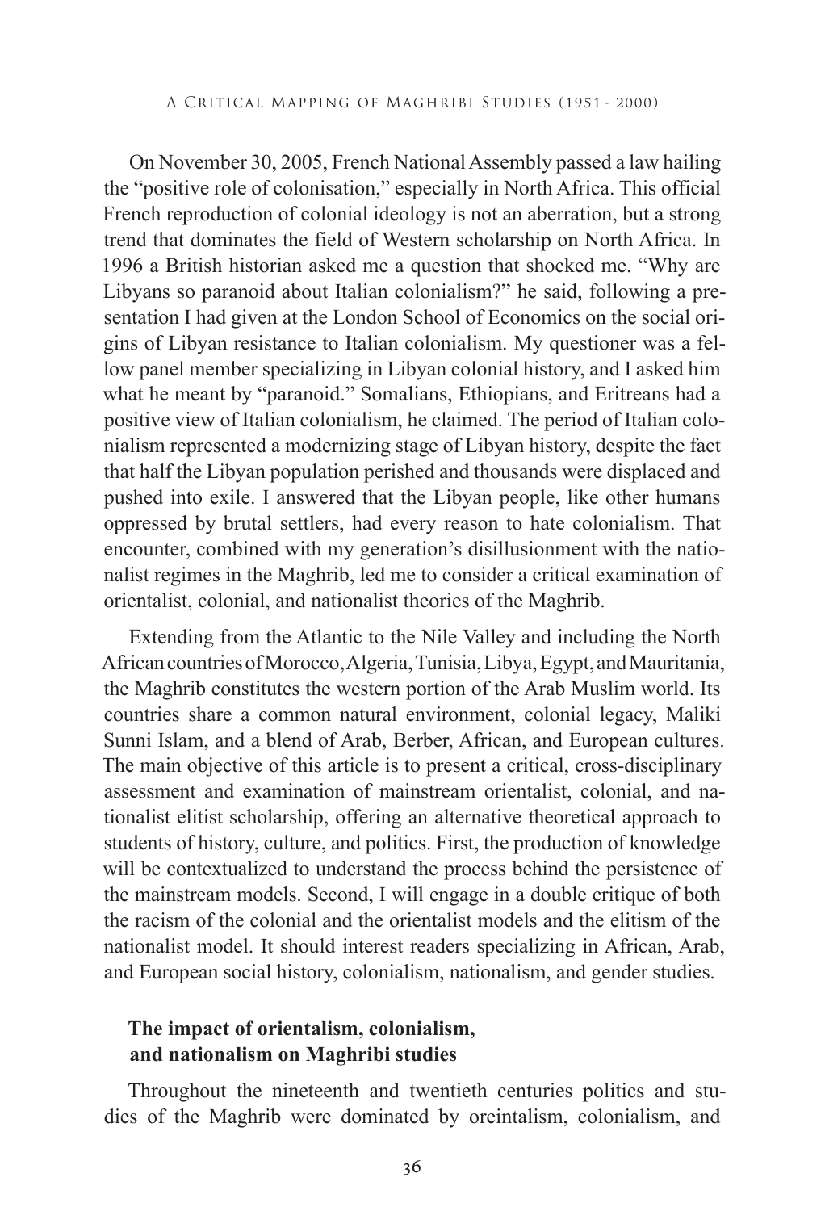On November 30, 2005, French National Assembly passed a law hailing the "positive role of colonisation," especially in North Africa. This official French reproduction of colonial ideology is not an aberration, but a strong trend that dominates the field of Western scholarship on North Africa. In 1996 a British historian asked me a question that shocked me. "Why are Libyans so paranoid about Italian colonialism?" he said, following a presentation I had given at the London School of Economics on the social origins of Libyan resistance to Italian colonialism. My questioner was a fellow panel member specializing in Libyan colonial history, and I asked him what he meant by "paranoid." Somalians, Ethiopians, and Eritreans had a positive view of Italian colonialism, he claimed. The period of Italian colonialism represented a modernizing stage of Libyan history, despite the fact that half the Libyan population perished and thousands were displaced and pushed into exile. I answered that the Libyan people, like other humans oppressed by brutal settlers, had every reason to hate colonialism. That encounter, combined with my generation's disillusionment with the nationalist regimes in the Maghrib, led me to consider a critical examination of orientalist, colonial, and nationalist theories of the Maghrib.

Extending from the Atlantic to the Nile Valley and including the North African countries of Morocco, Algeria, Tunisia, Libya, Egypt, and Mauritania, the Maghrib constitutes the western portion of the Arab Muslim world. Its countries share a common natural environment, colonial legacy, Maliki Sunni Islam, and a blend of Arab, Berber, African, and European cultures. The main objective of this article is to present a critical, cross-disciplinary assessment and examination of mainstream orientalist, colonial, and nationalist elitist scholarship, offering an alternative theoretical approach to students of history, culture, and politics. First, the production of knowledge will be contextualized to understand the process behind the persistence of the mainstream models. Second, I will engage in a double critique of both the racism of the colonial and the orientalist models and the elitism of the nationalist model. It should interest readers specializing in African, Arab, and European social history, colonialism, nationalism, and gender studies.

## The impact of orientalism, colonialism, and nationalism on Maghribi studies

Throughout the nineteenth and twentieth centuries politics and studies of the Maghrib were dominated by oreintalism, colonialism, and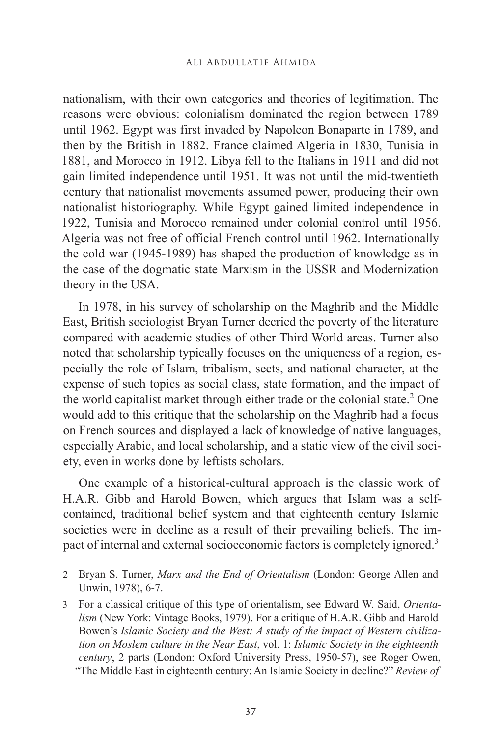nationalism, with their own categories and theories of legitimation. The reasons were obvious: colonialism dominated the region between 1789 until 1962. Egypt was first invaded by Napoleon Bonaparte in 1789, and then by the British in 1882. France claimed Algeria in 1830, Tunisia in 1881, and Morocco in 1912. Libya fell to the Italians in 1911 and did not gain limited independence until 1951. It was not until the mid-twentieth century that nationalist movements assumed power, producing their own nationalist historiography. While Egypt gained limited independence in 1922, Tunisia and Morocco remained under colonial control until 1956. Algeria was not free of official French control until 1962. Internationally the cold war (1945-1989) has shaped the production of knowledge as in the case of the dogmatic state Marxism in the USSR and Modernization theory in the USA.

In 1978, in his survey of scholarship on the Maghrib and the Middle East, British sociologist Bryan Turner decried the poverty of the literature compared with academic studies of other Third World areas. Turner also noted that scholarship typically focuses on the uniqueness of a region, especially the role of Islam, tribalism, sects, and national character, at the expense of such topics as social class, state formation, and the impact of the world capitalist market through either trade or the colonial state.[2] One would add to this critique that the scholarship on the Maghrib had a focus on French sources and displayed a lack of knowledge of native languages, especially Arabic, and local scholarship, and a static view of the civil society, even in works done by leftists scholars.

One example of a historical-cultural approach is the classic work of H.A.R. Gibb and Harold Bowen, which argues that Islam was a self-contained, traditional belief system and that eighteenth century Islamic societies were in decline as a result of their prevailing beliefs. The impact of internal and external socioeconomic factors is completely ignored.[3]

---

2 Bryan S. Turner, *Marx and the End of Orientalism* (London: George Allen and Unwin, 1978), 6-7.

3 For a classical critique of this type of orientalism, see Edward W. Said, *Orientalism* (New York: Vintage Books, 1979). For a critique of H.A.R. Gibb and Harold Bowen's *Islamic Society and the West: A study of the impact of Western civilization on Moslem culture in the Near East*, vol. 1: *Islamic Society in the eighteenth century*, 2 parts (London: Oxford University Press, 1950-57), see Roger Owen, "The Middle East in eighteenth century: An Islamic Society in decline?" *Review of*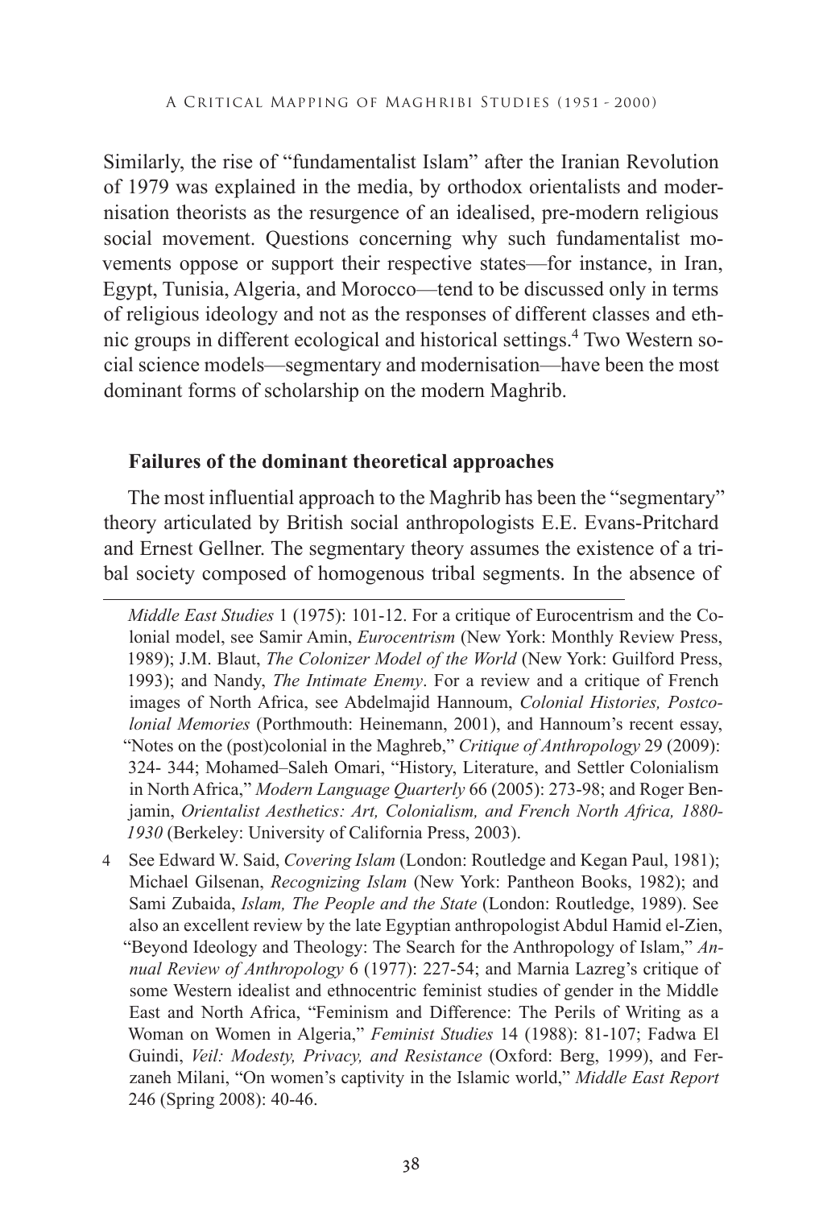Similarly, the rise of "fundamentalist Islam" after the Iranian Revolution of 1979 was explained in the media, by orthodox orientalists and modernisation theorists as the resurgence of an idealised, pre-modern religious social movement. Questions concerning why such fundamentalist movements oppose or support their respective states—for instance, in Iran, Egypt, Tunisia, Algeria, and Morocco—tend to be discussed only in terms of religious ideology and not as the responses of different classes and ethnic groups in different ecological and historical settings.[4] Two Western social science models—segmentary and modernisation—have been the most dominant forms of scholarship on the modern Maghrib.

## Failures of the dominant theoretical approaches

The most influential approach to the Maghrib has been the "segmentary" theory articulated by British social anthropologists E.E. Evans-Pritchard and Ernest Gellner. The segmentary theory assumes the existence of a tribal society composed of homogenous tribal segments. In the absence of

---

*Middle East Studies* 1 (1975): 101-12. For a critique of Eurocentrism and the Colonial model, see Samir Amin, *Eurocentrism* (New York: Monthly Review Press, 1989); J.M. Blaut, *The Colonizer Model of the World* (New York: Guilford Press, 1993); and Nandy, *The Intimate Enemy*. For a review and a critique of French images of North Africa, see Abdelmajid Hannoum, *Colonial Histories, Postcolonial Memories* (Porthmouth: Heinemann, 2001), and Hannoum's recent essay, "Notes on the (post)colonial in the Maghreb," *Critique of Anthropology* 29 (2009): 324- 344; Mohamed–Saleh Omari, "History, Literature, and Settler Colonialism in North Africa," *Modern Language Quarterly* 66 (2005): 273-98; and Roger Benjamin, *Orientalist Aesthetics: Art, Colonialism, and French North Africa, 1880-1930* (Berkeley: University of California Press, 2003).

4 See Edward W. Said, *Covering Islam* (London: Routledge and Kegan Paul, 1981); Michael Gilsenan, *Recognizing Islam* (New York: Pantheon Books, 1982); and Sami Zubaida, *Islam, The People and the State* (London: Routledge, 1989). See also an excellent review by the late Egyptian anthropologist Abdul Hamid el-Zien, "Beyond Ideology and Theology: The Search for the Anthropology of Islam," *Annual Review of Anthropology* 6 (1977): 227-54; and Marnia Lazreg's critique of some Western idealist and ethnocentric feminist studies of gender in the Middle East and North Africa, "Feminism and Difference: The Perils of Writing as a Woman on Women in Algeria," *Feminist Studies* 14 (1988): 81-107; Fadwa El Guindi, *Veil: Modesty, Privacy, and Resistance* (Oxford: Berg, 1999), and Ferzaneh Milani, "On women's captivity in the Islamic world," *Middle East Report* 246 (Spring 2008): 40-46.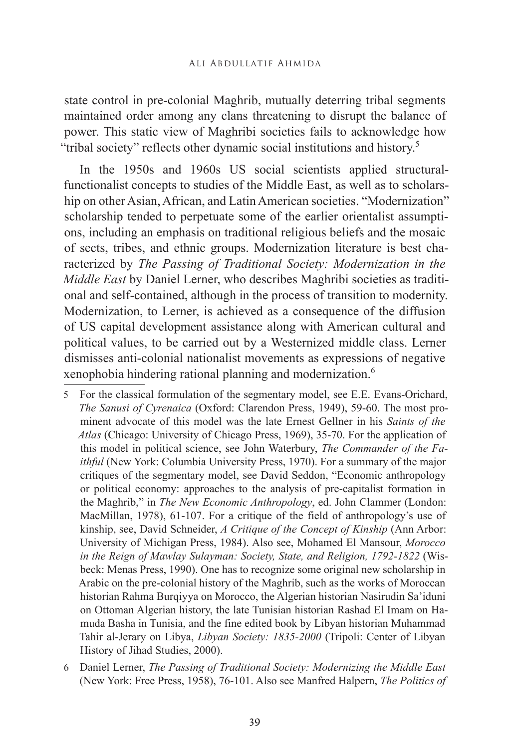state control in pre-colonial Maghrib, mutually deterring tribal segments maintained order among any clans threatening to disrupt the balance of power. This static view of Maghribi societies fails to acknowledge how "tribal society" reflects other dynamic social institutions and history.[5]

In the 1950s and 1960s US social scientists applied structural-functionalist concepts to studies of the Middle East, as well as to scholarship on other Asian, African, and Latin American societies. "Modernization" scholarship tended to perpetuate some of the earlier orientalist assumptions, including an emphasis on traditional religious beliefs and the mosaic of sects, tribes, and ethnic groups. Modernization literature is best characterized by *The Passing of Traditional Society: Modernization in the Middle East* by Daniel Lerner, who describes Maghribi societies as traditional and self-contained, although in the process of transition to modernity. Modernization, to Lerner, is achieved as a consequence of the diffusion of US capital development assistance along with American cultural and political values, to be carried out by a Westernized middle class. Lerner dismisses anti-colonial nationalist movements as expressions of negative xenophobia hindering rational planning and modernization.[6]

---

5 For the classical formulation of the segmentary model, see E.E. Evans-Orichard, *The Sanusi of Cyrenaica* (Oxford: Clarendon Press, 1949), 59-60. The most prominent advocate of this model was the late Ernest Gellner in his *Saints of the Atlas* (Chicago: University of Chicago Press, 1969), 35-70. For the application of this model in political science, see John Waterbury, *The Commander of the Faithful* (New York: Columbia University Press, 1970). For a summary of the major critiques of the segmentary model, see David Seddon, "Economic anthropology or political economy: approaches to the analysis of pre-capitalist formation in the Maghrib," in *The New Economic Anthropology*, ed. John Clammer (London: MacMillan, 1978), 61-107. For a critique of the field of anthropology's use of kinship, see, David Schneider, *A Critique of the Concept of Kinship* (Ann Arbor: University of Michigan Press, 1984). Also see, Mohamed El Mansour, *Morocco in the Reign of Mawlay Sulayman: Society, State, and Religion, 1792-1822* (Wisbeck: Menas Press, 1990). One has to recognize some original new scholarship in Arabic on the pre-colonial history of the Maghrib, such as the works of Moroccan historian Rahma Burqiyya on Morocco, the Algerian historian Nasirudin Sa'iduni on Ottoman Algerian history, the late Tunisian historian Rashad El Imam on Hamuda Basha in Tunisia, and the fine edited book by Libyan historian Muhammad Tahir al-Jerary on Libya, *Libyan Society: 1835-2000* (Tripoli: Center of Libyan History of Jihad Studies, 2000).

6 Daniel Lerner, *The Passing of Traditional Society: Modernizing the Middle East* (New York: Free Press, 1958), 76-101. Also see Manfred Halpern, *The Politics of*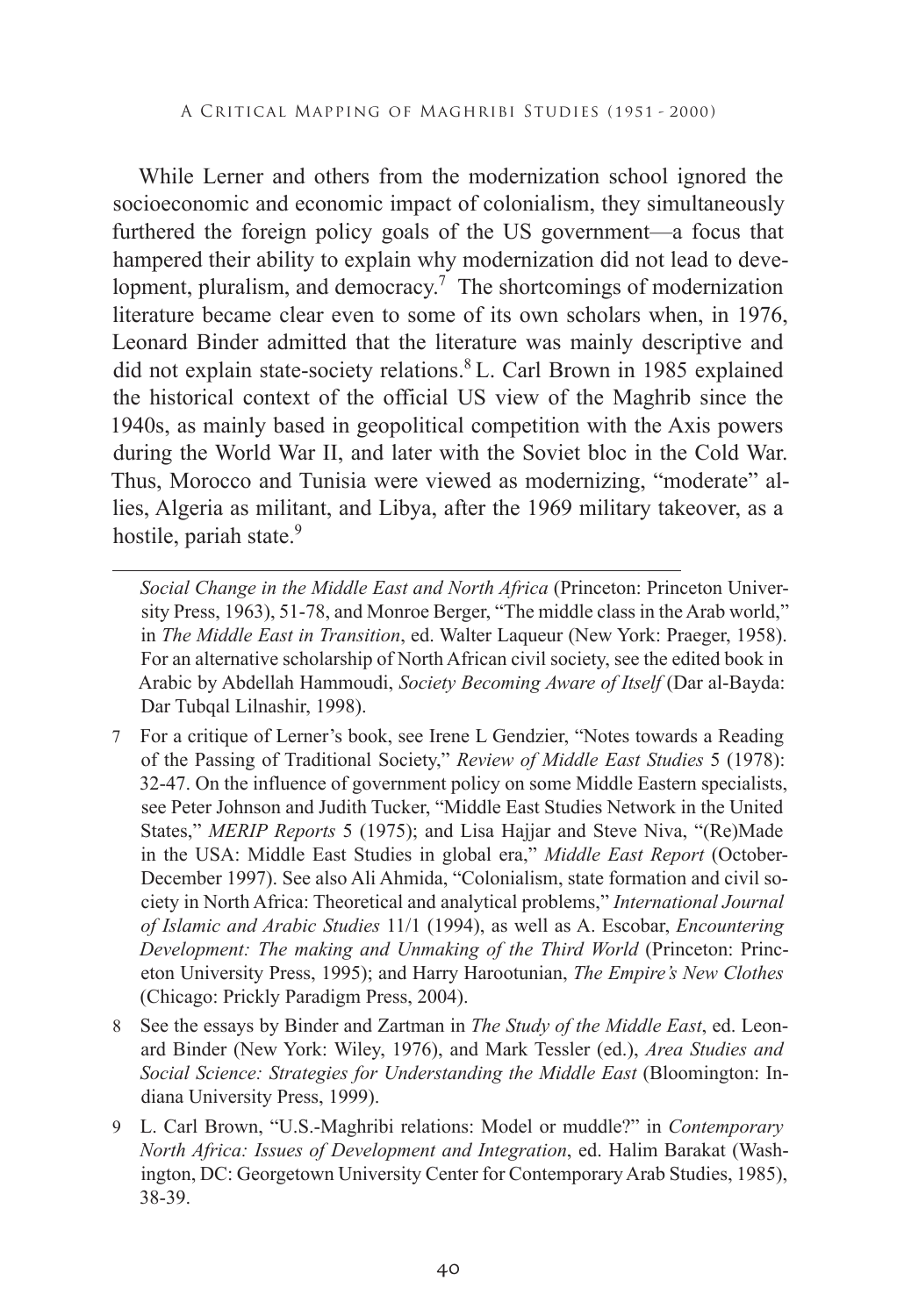While Lerner and others from the modernization school ignored the socioeconomic and economic impact of colonialism, they simultaneously furthered the foreign policy goals of the US government—a focus that hampered their ability to explain why modernization did not lead to development, pluralism, and democracy.[7] The shortcomings of modernization literature became clear even to some of its own scholars when, in 1976, Leonard Binder admitted that the literature was mainly descriptive and did not explain state-society relations.[8] L. Carl Brown in 1985 explained the historical context of the official US view of the Maghrib since the 1940s, as mainly based in geopolitical competition with the Axis powers during the World War II, and later with the Soviet bloc in the Cold War. Thus, Morocco and Tunisia were viewed as modernizing, "moderate" allies, Algeria as militant, and Libya, after the 1969 military takeover, as a hostile, pariah state.[9]

---

*Social Change in the Middle East and North Africa* (Princeton: Princeton University Press, 1963), 51-78, and Monroe Berger, "The middle class in the Arab world," in *The Middle East in Transition*, ed. Walter Laqueur (New York: Praeger, 1958). For an alternative scholarship of North African civil society, see the edited book in Arabic by Abdellah Hammoudi, *Society Becoming Aware of Itself* (Dar al-Bayda: Dar Tubqal Lilnashir, 1998).

7 For a critique of Lerner's book, see Irene L Gendzier, "Notes towards a Reading of the Passing of Traditional Society," *Review of Middle East Studies* 5 (1978): 32-47. On the influence of government policy on some Middle Eastern specialists, see Peter Johnson and Judith Tucker, "Middle East Studies Network in the United States," *MERIP Reports* 5 (1975); and Lisa Hajjar and Steve Niva, "(Re)Made in the USA: Middle East Studies in global era," *Middle East Report* (October-December 1997). See also Ali Ahmida, "Colonialism, state formation and civil society in North Africa: Theoretical and analytical problems," *International Journal of Islamic and Arabic Studies* 11/1 (1994), as well as A. Escobar, *Encountering Development: The making and Unmaking of the Third World* (Princeton: Princeton University Press, 1995); and Harry Harootunian, *The Empire's New Clothes* (Chicago: Prickly Paradigm Press, 2004).

8 See the essays by Binder and Zartman in *The Study of the Middle East*, ed. Leonard Binder (New York: Wiley, 1976), and Mark Tessler (ed.), *Area Studies and Social Science: Strategies for Understanding the Middle East* (Bloomington: Indiana University Press, 1999).

9 L. Carl Brown, "U.S.-Maghribi relations: Model or muddle?" in *Contemporary North Africa: Issues of Development and Integration*, ed. Halim Barakat (Washington, DC: Georgetown University Center for Contemporary Arab Studies, 1985), 38-39.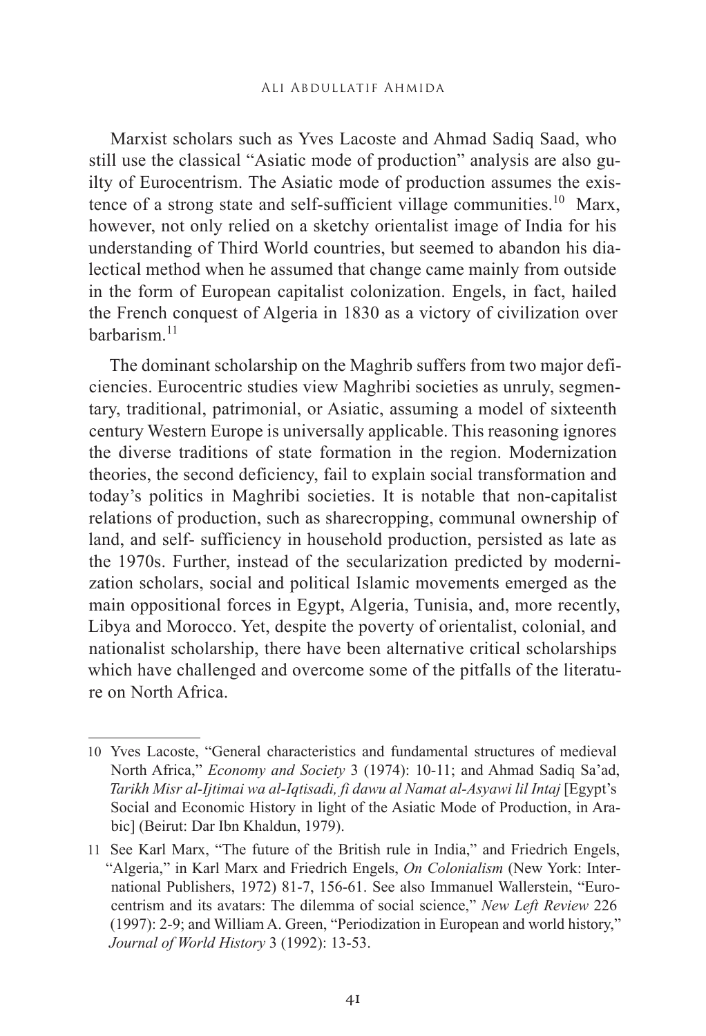Marxist scholars such as Yves Lacoste and Ahmad Sadiq Saad, who still use the classical "Asiatic mode of production" analysis are also guilty of Eurocentrism. The Asiatic mode of production assumes the existence of a strong state and self-sufficient village communities.[10] Marx, however, not only relied on a sketchy orientalist image of India for his understanding of Third World countries, but seemed to abandon his dialectical method when he assumed that change came mainly from outside in the form of European capitalist colonization. Engels, in fact, hailed the French conquest of Algeria in 1830 as a victory of civilization over barbarism.[11]

The dominant scholarship on the Maghrib suffers from two major deficiencies. Eurocentric studies view Maghribi societies as unruly, segmentary, traditional, patrimonial, or Asiatic, assuming a model of sixteenth century Western Europe is universally applicable. This reasoning ignores the diverse traditions of state formation in the region. Modernization theories, the second deficiency, fail to explain social transformation and today's politics in Maghribi societies. It is notable that non-capitalist relations of production, such as sharecropping, communal ownership of land, and self- sufficiency in household production, persisted as late as the 1970s. Further, instead of the secularization predicted by modernization scholars, social and political Islamic movements emerged as the main oppositional forces in Egypt, Algeria, Tunisia, and, more recently, Libya and Morocco. Yet, despite the poverty of orientalist, colonial, and nationalist scholarship, there have been alternative critical scholarships which have challenged and overcome some of the pitfalls of the literature on North Africa.

---

10 Yves Lacoste, "General characteristics and fundamental structures of medieval North Africa," *Economy and Society* 3 (1974): 10-11; and Ahmad Sadiq Sa'ad, *Tarikh Misr al-Ijtimai wa al-Iqtisadi, fi dawu al Namat al-Asyawi lil Intaj* [Egypt's Social and Economic History in light of the Asiatic Mode of Production, in Arabic] (Beirut: Dar Ibn Khaldun, 1979).

11 See Karl Marx, "The future of the British rule in India," and Friedrich Engels, "Algeria," in Karl Marx and Friedrich Engels, *On Colonialism* (New York: International Publishers, 1972) 81-7, 156-61. See also Immanuel Wallerstein, "Eurocentrism and its avatars: The dilemma of social science," *New Left Review* 226 (1997): 2-9; and William A. Green, "Periodization in European and world history," *Journal of World History* 3 (1992): 13-53.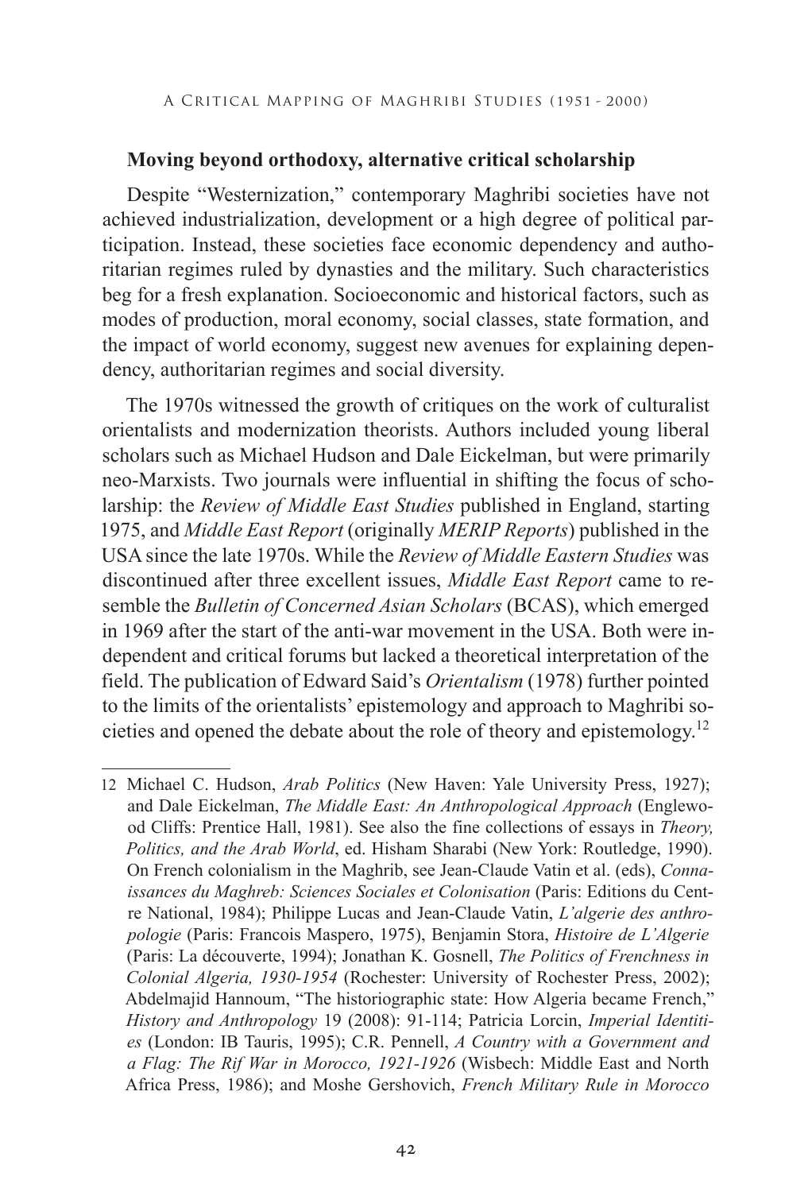**Moving beyond orthodoxy, alternative critical scholarship**

Despite "Westernization," contemporary Maghribi societies have not achieved industrialization, development or a high degree of political participation. Instead, these societies face economic dependency and authoritarian regimes ruled by dynasties and the military. Such characteristics beg for a fresh explanation. Socioeconomic and historical factors, such as modes of production, moral economy, social classes, state formation, and the impact of world economy, suggest new avenues for explaining dependency, authoritarian regimes and social diversity.

The 1970s witnessed the growth of critiques on the work of culturalist orientalists and modernization theorists. Authors included young liberal scholars such as Michael Hudson and Dale Eickelman, but were primarily neo-Marxists. Two journals were influential in shifting the focus of scholarship: the *Review of Middle East Studies* published in England, starting 1975, and *Middle East Report* (originally *MERIP Reports*) published in the USA since the late 1970s. While the *Review of Middle Eastern Studies* was discontinued after three excellent issues, *Middle East Report* came to resemble the *Bulletin of Concerned Asian Scholars* (BCAS), which emerged in 1969 after the start of the anti-war movement in the USA. Both were independent and critical forums but lacked a theoretical interpretation of the field. The publication of Edward Said's *Orientalism* (1978) further pointed to the limits of the orientalists' epistemology and approach to Maghribi societies and opened the debate about the role of theory and epistemology.[12]

---

12 Michael C. Hudson, *Arab Politics* (New Haven: Yale University Press, 1927); and Dale Eickelman, *The Middle East: An Anthropological Approach* (Englewood Cliffs: Prentice Hall, 1981). See also the fine collections of essays in *Theory, Politics, and the Arab World*, ed. Hisham Sharabi (New York: Routledge, 1990). On French colonialism in the Maghrib, see Jean-Claude Vatin et al. (eds), *Connaissances du Maghreb: Sciences Sociales et Colonisation* (Paris: Editions du Centre National, 1984); Philippe Lucas and Jean-Claude Vatin, *L'algerie des anthropologie* (Paris: Francois Maspero, 1975), Benjamin Stora, *Histoire de L'Algerie* (Paris: La découverte, 1994); Jonathan K. Gosnell, *The Politics of Frenchness in Colonial Algeria, 1930-1954* (Rochester: University of Rochester Press, 2002); Abdelmajid Hannoum, "The historiographic state: How Algeria became French," *History and Anthropology* 19 (2008): 91-114; Patricia Lorcin, *Imperial Identities* (London: IB Tauris, 1995); C.R. Pennell, *A Country with a Government and a Flag: The Rif War in Morocco, 1921-1926* (Wisbech: Middle East and North Africa Press, 1986); and Moshe Gershovich, *French Military Rule in Morocco*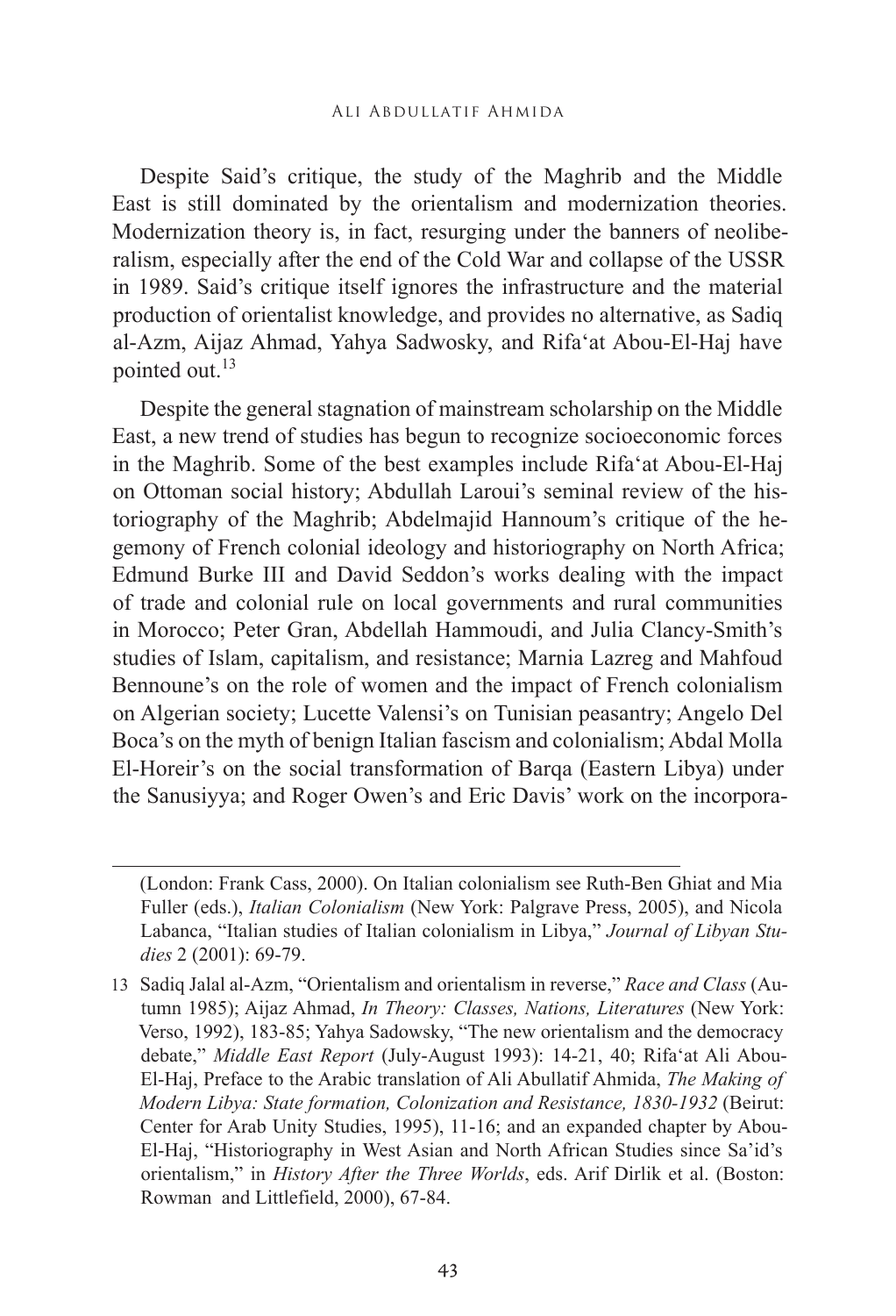Despite Said's critique, the study of the Maghrib and the Middle East is still dominated by the orientalism and modernization theories. Modernization theory is, in fact, resurging under the banners of neoliberalism, especially after the end of the Cold War and collapse of the USSR in 1989. Said's critique itself ignores the infrastructure and the material production of orientalist knowledge, and provides no alternative, as Sadiq al-Azm, Aijaz Ahmad, Yahya Sadwosky, and Rifa'at Abou-El-Haj have pointed out.[13]

Despite the general stagnation of mainstream scholarship on the Middle East, a new trend of studies has begun to recognize socioeconomic forces in the Maghrib. Some of the best examples include Rifa'at Abou-El-Haj on Ottoman social history; Abdullah Laroui's seminal review of the historiography of the Maghrib; Abdelmajid Hannoum's critique of the hegemony of French colonial ideology and historiography on North Africa; Edmund Burke III and David Seddon's works dealing with the impact of trade and colonial rule on local governments and rural communities in Morocco; Peter Gran, Abdellah Hammoudi, and Julia Clancy-Smith's studies of Islam, capitalism, and resistance; Marnia Lazreg and Mahfoud Bennoune's on the role of women and the impact of French colonialism on Algerian society; Lucette Valensi's on Tunisian peasantry; Angelo Del Boca's on the myth of benign Italian fascism and colonialism; Abdal Molla El-Horeir's on the social transformation of Barqa (Eastern Libya) under the Sanusiyya; and Roger Owen's and Eric Davis' work on the incorpora-

---

(London: Frank Cass, 2000). On Italian colonialism see Ruth-Ben Ghiat and Mia Fuller (eds.), *Italian Colonialism* (New York: Palgrave Press, 2005), and Nicola Labanca, "Italian studies of Italian colonialism in Libya," *Journal of Libyan Studies* 2 (2001): 69-79.

13 Sadiq Jalal al-Azm, "Orientalism and orientalism in reverse," *Race and Class* (Autumn 1985); Aijaz Ahmad, *In Theory: Classes, Nations, Literatures* (New York: Verso, 1992), 183-85; Yahya Sadowsky, "The new orientalism and the democracy debate," *Middle East Report* (July-August 1993): 14-21, 40; Rifa'at Ali Abou-El-Haj, Preface to the Arabic translation of Ali Abullatif Ahmida, *The Making of Modern Libya: State formation, Colonization and Resistance, 1830-1932* (Beirut: Center for Arab Unity Studies, 1995), 11-16; and an expanded chapter by Abou-El-Haj, "Historiography in West Asian and North African Studies since Sa'id's orientalism," in *History After the Three Worlds*, eds. Arif Dirlik et al. (Boston: Rowman and Littlefield, 2000), 67-84.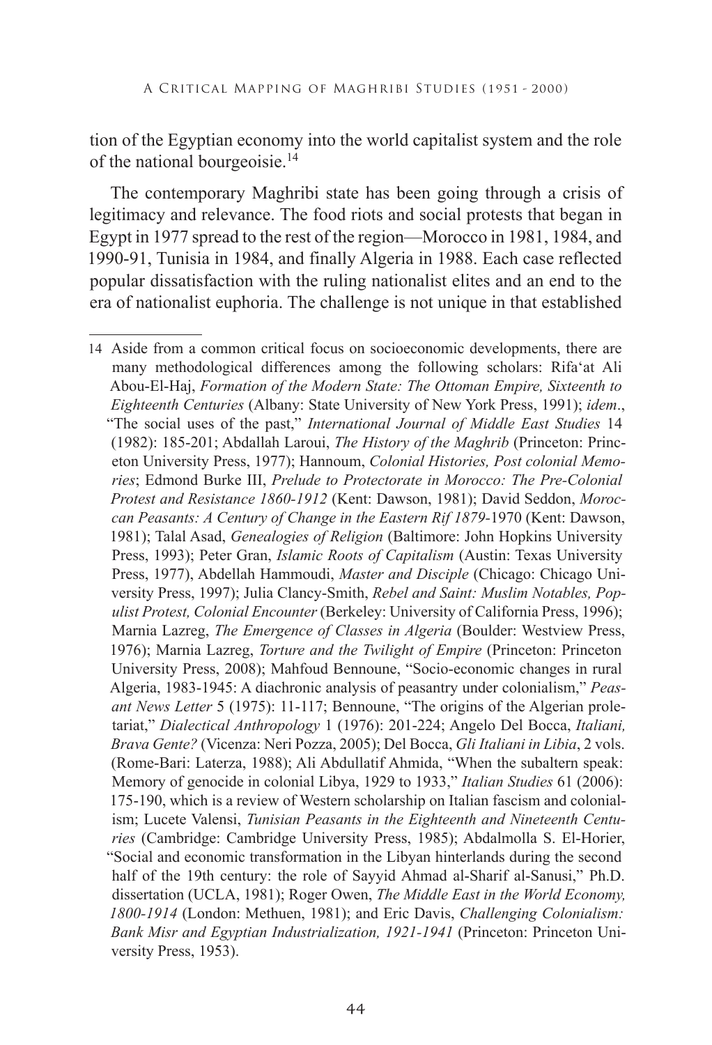tion of the Egyptian economy into the world capitalist system and the role of the national bourgeoisie.[14]

The contemporary Maghribi state has been going through a crisis of legitimacy and relevance. The food riots and social protests that began in Egypt in 1977 spread to the rest of the region—Morocco in 1981, 1984, and 1990-91, Tunisia in 1984, and finally Algeria in 1988. Each case reflected popular dissatisfaction with the ruling nationalist elites and an end to the era of nationalist euphoria. The challenge is not unique in that established

---

14 Aside from a common critical focus on socioeconomic developments, there are many methodological differences among the following scholars: Rifa'at Ali Abou-El-Haj, *Formation of the Modern State: The Ottoman Empire, Sixteenth to Eighteenth Centuries* (Albany: State University of New York Press, 1991); *idem*., "The social uses of the past," *International Journal of Middle East Studies* 14 (1982): 185-201; Abdallah Laroui, *The History of the Maghrib* (Princeton: Princeton University Press, 1977); Hannoum, *Colonial Histories, Post colonial Memories*; Edmond Burke III, *Prelude to Protectorate in Morocco: The Pre-Colonial Protest and Resistance 1860-1912* (Kent: Dawson, 1981); David Seddon, *Moroccan Peasants: A Century of Change in the Eastern Rif 1879*-1970 (Kent: Dawson, 1981); Talal Asad, *Genealogies of Religion* (Baltimore: John Hopkins University Press, 1993); Peter Gran, *Islamic Roots of Capitalism* (Austin: Texas University Press, 1977), Abdellah Hammoudi, *Master and Disciple* (Chicago: Chicago University Press, 1997); Julia Clancy-Smith, *Rebel and Saint: Muslim Notables, Populist Protest, Colonial Encounter* (Berkeley: University of California Press, 1996); Marnia Lazreg, *The Emergence of Classes in Algeria* (Boulder: Westview Press, 1976); Marnia Lazreg, *Torture and the Twilight of Empire* (Princeton: Princeton University Press, 2008); Mahfoud Bennoune, "Socio-economic changes in rural Algeria, 1983-1945: A diachronic analysis of peasantry under colonialism," *Peasant News Letter* 5 (1975): 11-117; Bennoune, "The origins of the Algerian proletariat," *Dialectical Anthropology* 1 (1976): 201-224; Angelo Del Bocca, *Italiani, Brava Gente?* (Vicenza: Neri Pozza, 2005); Del Bocca, *Gli Italiani in Libia*, 2 vols. (Rome-Bari: Laterza, 1988); Ali Abdullatif Ahmida, "When the subaltern speak: Memory of genocide in colonial Libya, 1929 to 1933," *Italian Studies* 61 (2006): 175-190, which is a review of Western scholarship on Italian fascism and colonialism; Lucete Valensi, *Tunisian Peasants in the Eighteenth and Nineteenth Centuries* (Cambridge: Cambridge University Press, 1985); Abdalmolla S. El-Horier, "Social and economic transformation in the Libyan hinterlands during the second half of the 19th century: the role of Sayyid Ahmad al-Sharif al-Sanusi," Ph.D. dissertation (UCLA, 1981); Roger Owen, *The Middle East in the World Economy, 1800-1914* (London: Methuen, 1981); and Eric Davis, *Challenging Colonialism: Bank Misr and Egyptian Industrialization, 1921-1941* (Princeton: Princeton University Press, 1953).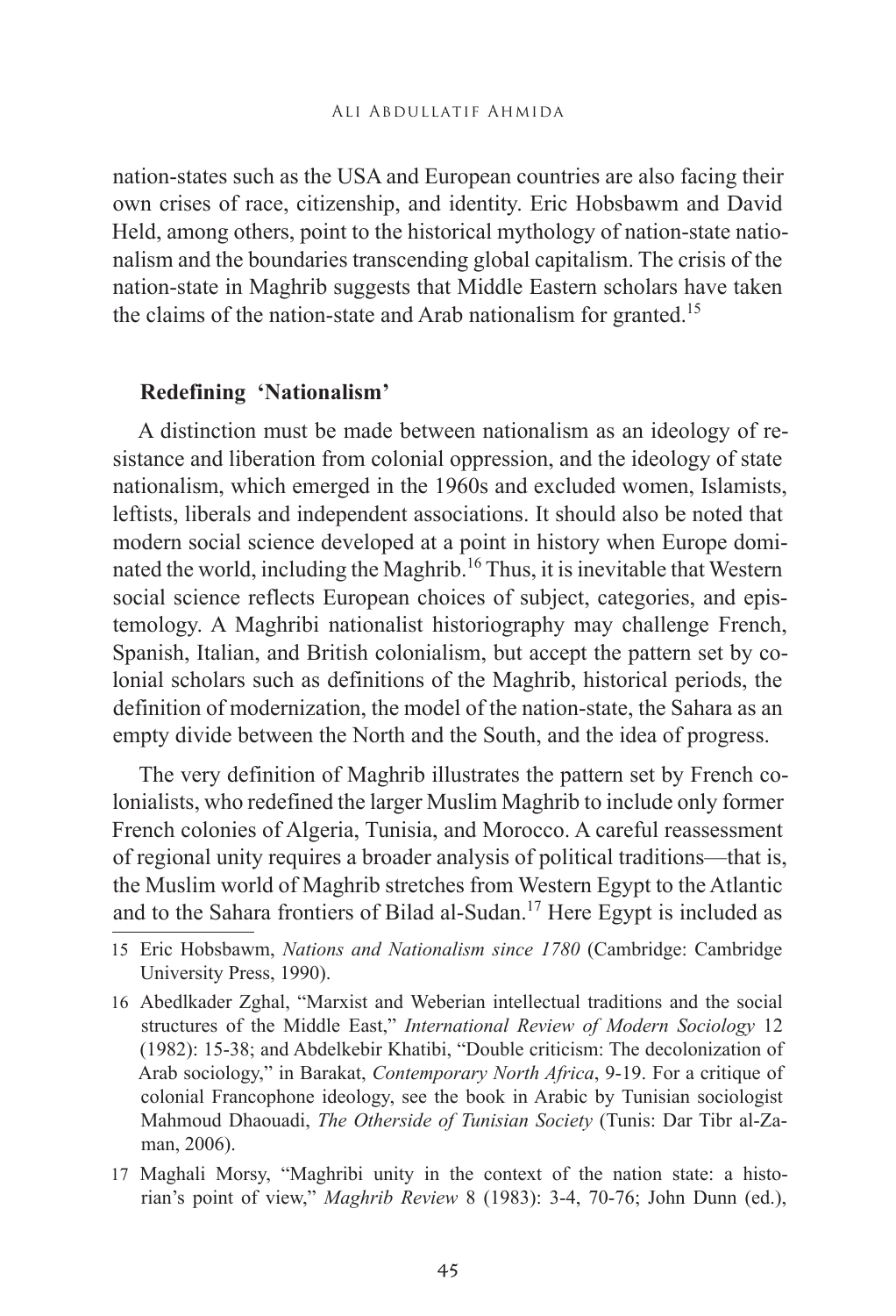nation-states such as the USA and European countries are also facing their own crises of race, citizenship, and identity. Eric Hobsbawm and David Held, among others, point to the historical mythology of nation-state nationalism and the boundaries transcending global capitalism. The crisis of the nation-state in Maghrib suggests that Middle Eastern scholars have taken the claims of the nation-state and Arab nationalism for granted.[15]

## Redefining 'Nationalism'

A distinction must be made between nationalism as an ideology of resistance and liberation from colonial oppression, and the ideology of state nationalism, which emerged in the 1960s and excluded women, Islamists, leftists, liberals and independent associations. It should also be noted that modern social science developed at a point in history when Europe dominated the world, including the Maghrib.[16] Thus, it is inevitable that Western social science reflects European choices of subject, categories, and epistemology. A Maghribi nationalist historiography may challenge French, Spanish, Italian, and British colonialism, but accept the pattern set by colonial scholars such as definitions of the Maghrib, historical periods, the definition of modernization, the model of the nation-state, the Sahara as an empty divide between the North and the South, and the idea of progress.

The very definition of Maghrib illustrates the pattern set by French colonialists, who redefined the larger Muslim Maghrib to include only former French colonies of Algeria, Tunisia, and Morocco. A careful reassessment of regional unity requires a broader analysis of political traditions—that is, the Muslim world of Maghrib stretches from Western Egypt to the Atlantic and to the Sahara frontiers of Bilad al-Sudan.[17] Here Egypt is included as

---

15 Eric Hobsbawm, *Nations and Nationalism since 1780* (Cambridge: Cambridge University Press, 1990).

16 Abedlkader Zghal, "Marxist and Weberian intellectual traditions and the social structures of the Middle East," *International Review of Modern Sociology* 12 (1982): 15-38; and Abdelkebir Khatibi, "Double criticism: The decolonization of Arab sociology," in Barakat, *Contemporary North Africa*, 9-19. For a critique of colonial Francophone ideology, see the book in Arabic by Tunisian sociologist Mahmoud Dhaouadi, *The Otherside of Tunisian Society* (Tunis: Dar Tibr al-Zaman, 2006).

17 Maghali Morsy, "Maghribi unity in the context of the nation state: a historian's point of view," *Maghrib Review* 8 (1983): 3-4, 70-76; John Dunn (ed.),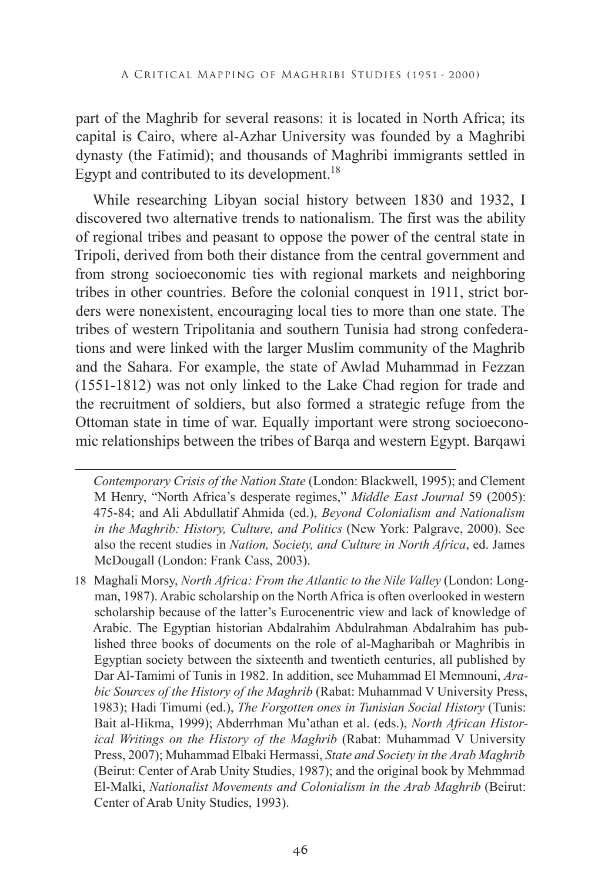part of the Maghrib for several reasons: it is located in North Africa; its capital is Cairo, where al-Azhar University was founded by a Maghribi dynasty (the Fatimid); and thousands of Maghribi immigrants settled in Egypt and contributed to its development.[18]

While researching Libyan social history between 1830 and 1932, I discovered two alternative trends to nationalism. The first was the ability of regional tribes and peasant to oppose the power of the central state in Tripoli, derived from both their distance from the central government and from strong socioeconomic ties with regional markets and neighboring tribes in other countries. Before the colonial conquest in 1911, strict borders were nonexistent, encouraging local ties to more than one state. The tribes of western Tripolitania and southern Tunisia had strong confederations and were linked with the larger Muslim community of the Maghrib and the Sahara. For example, the state of Awlad Muhammad in Fezzan (1551-1812) was not only linked to the Lake Chad region for trade and the recruitment of soldiers, but also formed a strategic refuge from the Ottoman state in time of war. Equally important were strong socioeconomic relationships between the tribes of Barqa and western Egypt. Barqawi

---

*Contemporary Crisis of the Nation State* (London: Blackwell, 1995); and Clement M Henry, "North Africa's desperate regimes," *Middle East Journal* 59 (2005): 475-84; and Ali Abdullatif Ahmida (ed.), *Beyond Colonialism and Nationalism in the Maghrib: History, Culture, and Politics* (New York: Palgrave, 2000). See also the recent studies in *Nation, Society, and Culture in North Africa*, ed. James McDougall (London: Frank Cass, 2003).

18 Maghali Morsy, *North Africa: From the Atlantic to the Nile Valley* (London: Longman, 1987). Arabic scholarship on the North Africa is often overlooked in western scholarship because of the latter's Eurocenentric view and lack of knowledge of Arabic. The Egyptian historian Abdalrahim Abdulrahman Abdalrahim has published three books of documents on the role of al-Magharibah or Maghribis in Egyptian society between the sixteenth and twentieth centuries, all published by Dar Al-Tamimi of Tunis in 1982. In addition, see Muhammad El Memnouni, *Arabic Sources of the History of the Maghrib* (Rabat: Muhammad V University Press, 1983); Hadi Timumi (ed.), *The Forgotten ones in Tunisian Social History* (Tunis: Bait al-Hikma, 1999); Abderrhman Mu'athan et al. (eds.), *North African Historical Writings on the History of the Maghrib* (Rabat: Muhammad V University Press, 2007); Muhammad Elbaki Hermassi, *State and Society in the Arab Maghrib* (Beirut: Center of Arab Unity Studies, 1987); and the original book by Mehmmad El-Malki, *Nationalist Movements and Colonialism in the Arab Maghrib* (Beirut: Center of Arab Unity Studies, 1993).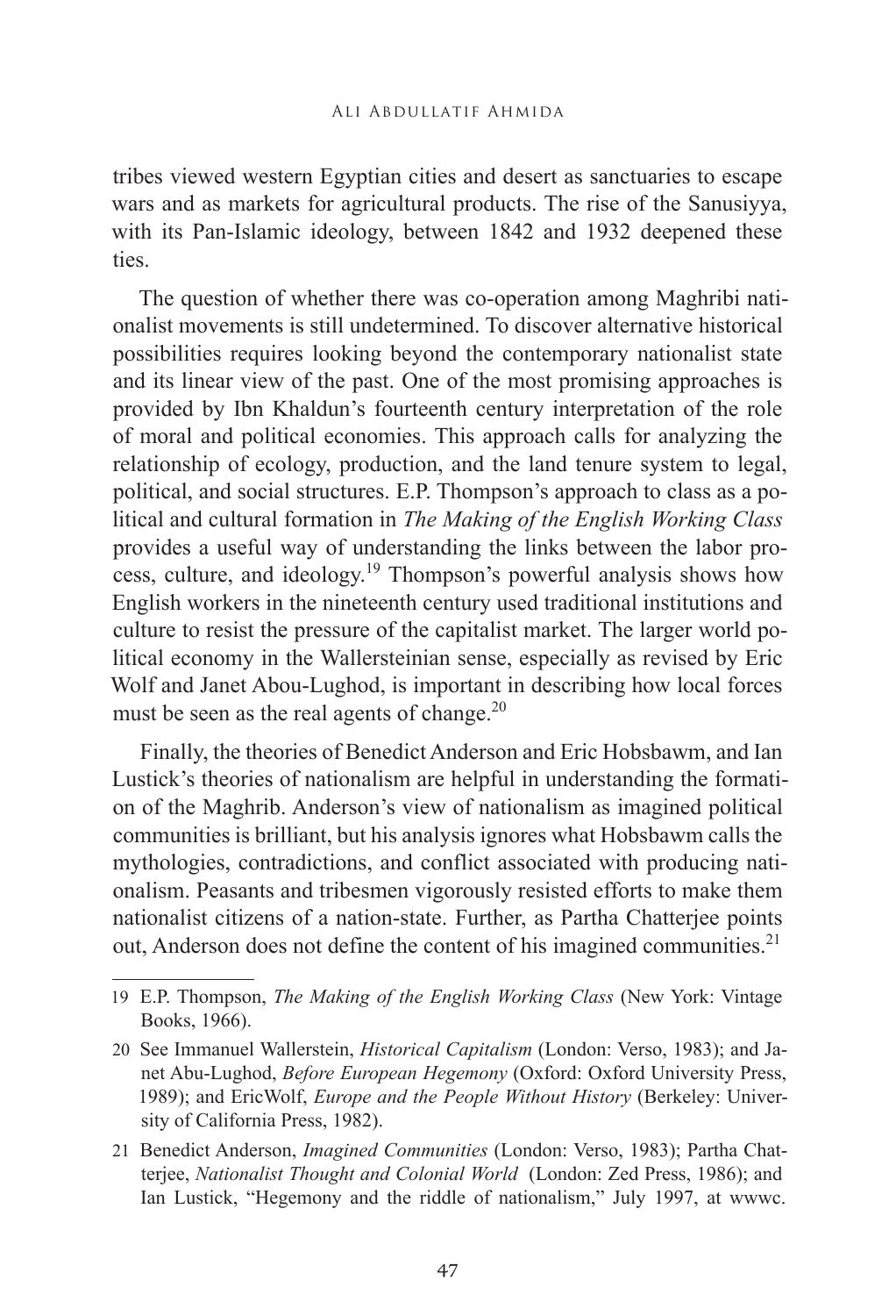tribes viewed western Egyptian cities and desert as sanctuaries to escape wars and as markets for agricultural products. The rise of the Sanusiyya, with its Pan-Islamic ideology, between 1842 and 1932 deepened these ties.

The question of whether there was co-operation among Maghribi nationalist movements is still undetermined. To discover alternative historical possibilities requires looking beyond the contemporary nationalist state and its linear view of the past. One of the most promising approaches is provided by Ibn Khaldun's fourteenth century interpretation of the role of moral and political economies. This approach calls for analyzing the relationship of ecology, production, and the land tenure system to legal, political, and social structures. E.P. Thompson's approach to class as a political and cultural formation in *The Making of the English Working Class* provides a useful way of understanding the links between the labor process, culture, and ideology.[19] Thompson's powerful analysis shows how English workers in the nineteenth century used traditional institutions and culture to resist the pressure of the capitalist market. The larger world political economy in the Wallersteinian sense, especially as revised by Eric Wolf and Janet Abou-Lughod, is important in describing how local forces must be seen as the real agents of change.[20]

Finally, the theories of Benedict Anderson and Eric Hobsbawm, and Ian Lustick's theories of nationalism are helpful in understanding the formation of the Maghrib. Anderson's view of nationalism as imagined political communities is brilliant, but his analysis ignores what Hobsbawm calls the mythologies, contradictions, and conflict associated with producing nationalism. Peasants and tribesmen vigorously resisted efforts to make them nationalist citizens of a nation-state. Further, as Partha Chatterjee points out, Anderson does not define the content of his imagined communities.[21]

---

19 E.P. Thompson, *The Making of the English Working Class* (New York: Vintage Books, 1966).

20 See Immanuel Wallerstein, *Historical Capitalism* (London: Verso, 1983); and Janet Abu-Lughod, *Before European Hegemony* (Oxford: Oxford University Press, 1989); and EricWolf, *Europe and the People Without History* (Berkeley: University of California Press, 1982).

21 Benedict Anderson, *Imagined Communities* (London: Verso, 1983); Partha Chatterjee, *Nationalist Thought and Colonial World* (London: Zed Press, 1986); and Ian Lustick, "Hegemony and the riddle of nationalism," July 1997, at wwwc.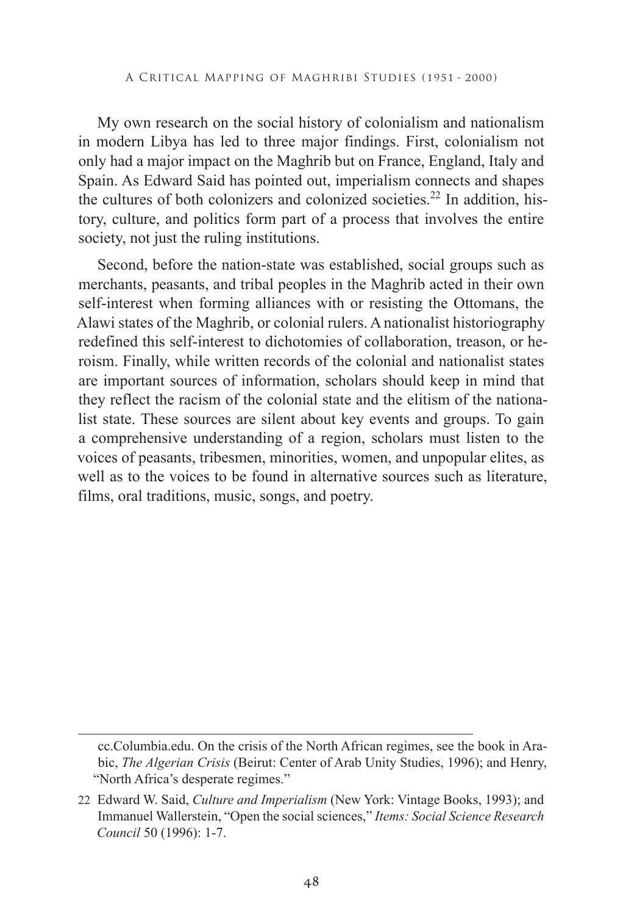My own research on the social history of colonialism and nationalism in modern Libya has led to three major findings. First, colonialism not only had a major impact on the Maghrib but on France, England, Italy and Spain. As Edward Said has pointed out, imperialism connects and shapes the cultures of both colonizers and colonized societies.[22] In addition, history, culture, and politics form part of a process that involves the entire society, not just the ruling institutions.

Second, before the nation-state was established, social groups such as merchants, peasants, and tribal peoples in the Maghrib acted in their own self-interest when forming alliances with or resisting the Ottomans, the Alawi states of the Maghrib, or colonial rulers. A nationalist historiography redefined this self-interest to dichotomies of collaboration, treason, or heroism. Finally, while written records of the colonial and nationalist states are important sources of information, scholars should keep in mind that they reflect the racism of the colonial state and the elitism of the nationalist state. These sources are silent about key events and groups. To gain a comprehensive understanding of a region, scholars must listen to the voices of peasants, tribesmen, minorities, women, and unpopular elites, as well as to the voices to be found in alternative sources such as literature, films, oral traditions, music, songs, and poetry.

---

cc.Columbia.edu. On the crisis of the North African regimes, see the book in Arabic, *The Algerian Crisis* (Beirut: Center of Arab Unity Studies, 1996); and Henry, "North Africa's desperate regimes."

22 Edward W. Said, *Culture and Imperialism* (New York: Vintage Books, 1993); and Immanuel Wallerstein, "Open the social sciences," *Items: Social Science Research Council* 50 (1996): 1-7.